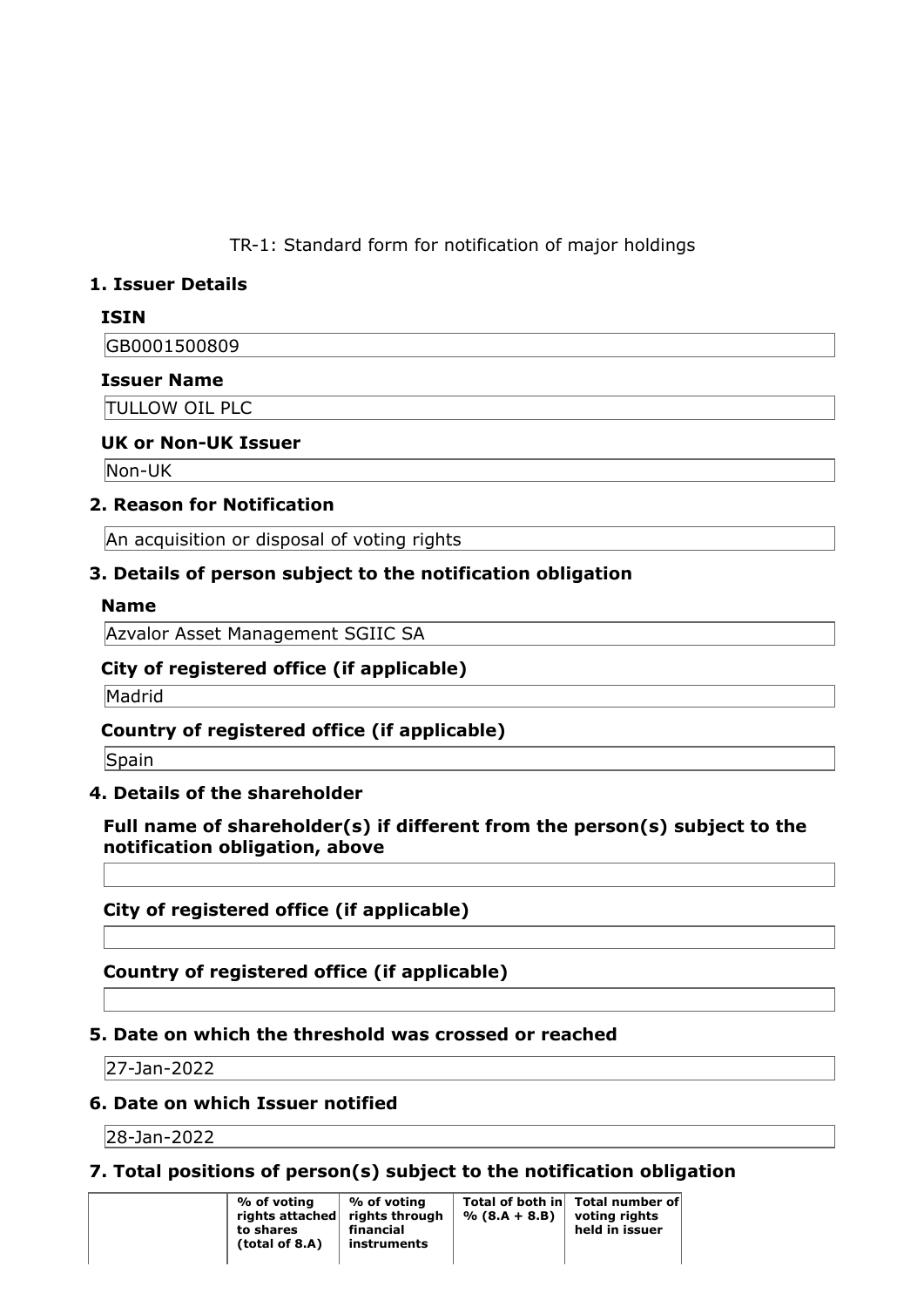TR-1: Standard form for notification of major holdings

## 1. Issuer Details

### ISIN

GB0001500809

### Issuer Name

TULLOW OIL PLC

### UK or Non-UK Issuer

Non-UK

## 2. Reason for Notification

An acquisition or disposal of voting rights

## 3. Details of person subject to the notification obligation

### Name

Azvalor Asset Management SGIIC SA

### City of registered office (if applicable)

Madrid

### Country of registered office (if applicable)

Spain

## 4. Details of the shareholder

### Full name of shareholder(s) if different from the person(s) subject to the notification obligation, above

### City of registered office (if applicable)

### Country of registered office (if applicable)

## 5. Date on which the threshold was crossed or reached

27-Jan-2022

## 6. Date on which Issuer notified

28-Jan-2022

## 7. Total positions of person(s) subject to the notification obligation

| | % of voting rights attached to shares (total of 8.A) | % of voting rights through financial instruments | Total of both in % (8.A + 8.B) | Total number of voting rights held in issuer |
|---|---|---|---|---|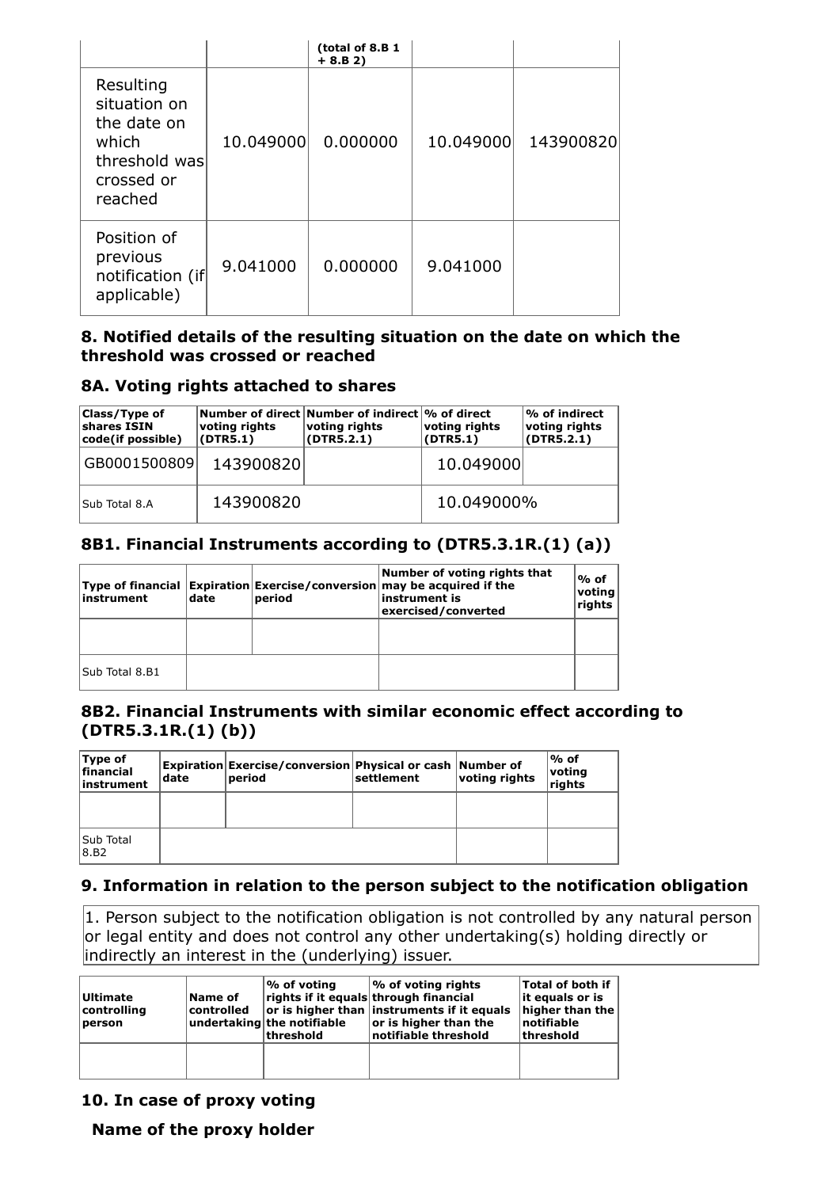| | | (total of 8.B 1 + 8.B 2) | | |
|---|---|---|---|---|
| Resulting situation on the date on which threshold was crossed or reached | 10.049000 | 0.000000 | 10.049000 | 143900820 |
| Position of previous notification (if applicable) | 9.041000 | 0.000000 | 9.041000 | |

## 8. Notified details of the resulting situation on the date on which the threshold was crossed or reached

## 8A. Voting rights attached to shares

| Class/Type of shares ISIN code(if possible) | Number of direct voting rights (DTR5.1) | Number of indirect voting rights (DTR5.2.1) | % of direct voting rights (DTR5.1) | % of indirect voting rights (DTR5.2.1) |
|---|---|---|---|---|
| GB0001500809 | 143900820 | | 10.049000 | |
| Sub Total 8.A | 143900820 | | 10.049000% | |

## 8B1. Financial Instruments according to (DTR5.3.1R.(1) (a))

| Type of financial instrument | Expiration date | Exercise/conversion period | Number of voting rights that may be acquired if the instrument is exercised/converted | % of voting rights |
|---|---|---|---|---|
| | | | | |
| Sub Total 8.B1 | | | | |

## 8B2. Financial Instruments with similar economic effect according to (DTR5.3.1R.(1) (b))

| Type of financial instrument | Expiration date | Exercise/conversion period | Physical or cash settlement | Number of voting rights | % of voting rights |
|---|---|---|---|---|---|
| | | | | | |
| Sub Total 8.B2 | | | | | |

## 9. Information in relation to the person subject to the notification obligation

1. Person subject to the notification obligation is not controlled by any natural person or legal entity and does not control any other undertaking(s) holding directly or indirectly an interest in the (underlying) issuer.

| Ultimate controlling person | Name of controlled undertaking | % of voting rights if it equals or is higher than the notifiable threshold | % of voting rights through financial instruments if it equals or is higher than the notifiable threshold | Total of both if it equals or is higher than the notifiable threshold |
|---|---|---|---|---|
| | | | | |

## 10. In case of proxy voting

### Name of the proxy holder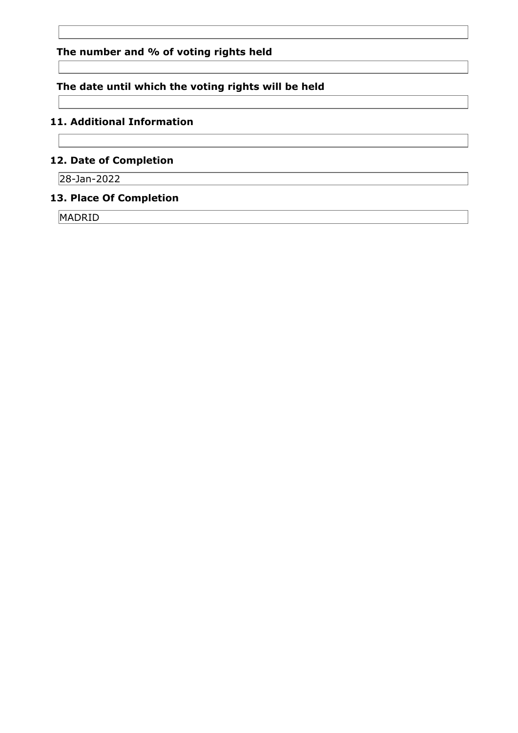The number and % of voting rights held

The date until which the voting rights will be held

## 11. Additional Information

## 12. Date of Completion

28-Jan-2022

## 13. Place Of Completion

MADRID